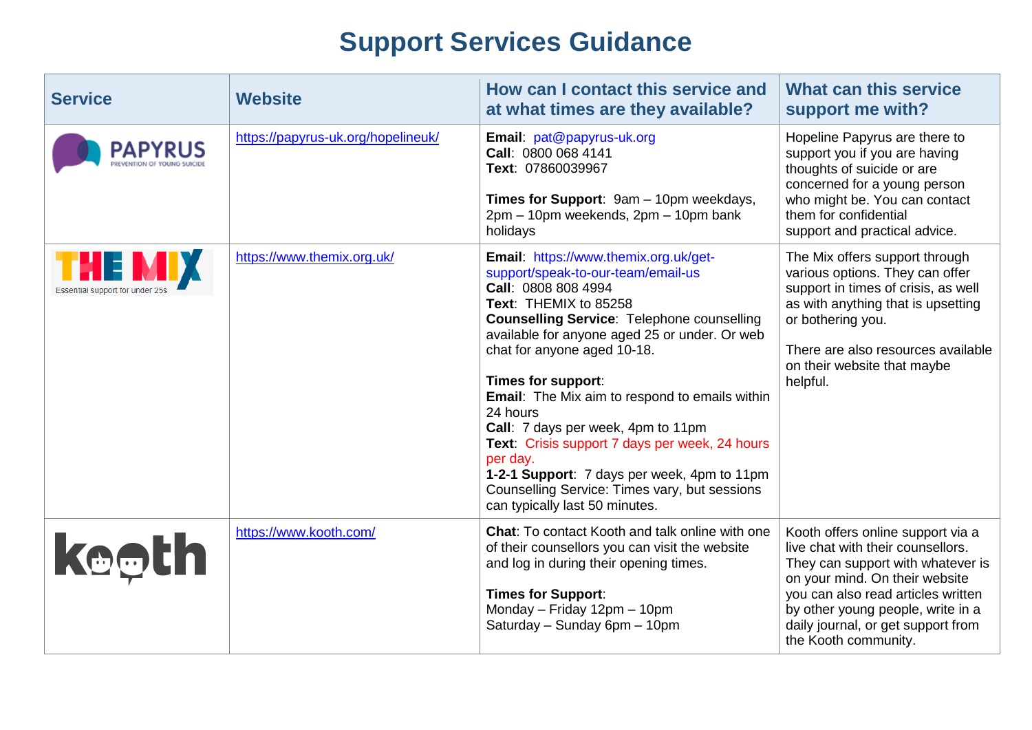# Support Services Guidance

| Service | Website | How can I contact this service and at what times are they available? | What can this service support me with? |
|---|---|---|---|
| PAPYRUS PREVENTION OF YOUNG SUICIDE | https://papyrus-uk.org/hopelineuk/ | **Email**: pat@papyrus-uk.org<br>**Call**: 0800 068 4141<br>**Text**: 07860039967<br><br>**Times for Support**: 9am – 10pm weekdays, 2pm – 10pm weekends, 2pm – 10pm bank holidays | Hopeline Papyrus are there to support you if you are having thoughts of suicide or are concerned for a young person who might be. You can contact them for confidential support and practical advice. |
| THE MIX Essential support for under 25s | https://www.themix.org.uk/ | **Email**: https://www.themix.org.uk/get-support/speak-to-our-team/email-us<br>**Call**: 0808 808 4994<br>**Text**: THEMIX to 85258<br>**Counselling Service**: Telephone counselling available for anyone aged 25 or under. Or web chat for anyone aged 10-18.<br><br>**Times for support**:<br>**Email**: The Mix aim to respond to emails within 24 hours<br>**Call**: 7 days per week, 4pm to 11pm<br>**Text**: Crisis support 7 days per week, 24 hours per day.<br>**1-2-1 Support**: 7 days per week, 4pm to 11pm<br>Counselling Service: Times vary, but sessions can typically last 50 minutes. | The Mix offers support through various options. They can offer support in times of crisis, as well as with anything that is upsetting or bothering you.<br><br>There are also resources available on their website that maybe helpful. |
| kooth | https://www.kooth.com/ | **Chat**: To contact Kooth and talk online with one of their counsellors you can visit the website and log in during their opening times.<br><br>**Times for Support**:<br>Monday – Friday 12pm – 10pm<br>Saturday – Sunday 6pm – 10pm | Kooth offers online support via a live chat with their counsellors. They can support with whatever is on your mind. On their website you can also read articles written by other young people, write in a daily journal, or get support from the Kooth community. |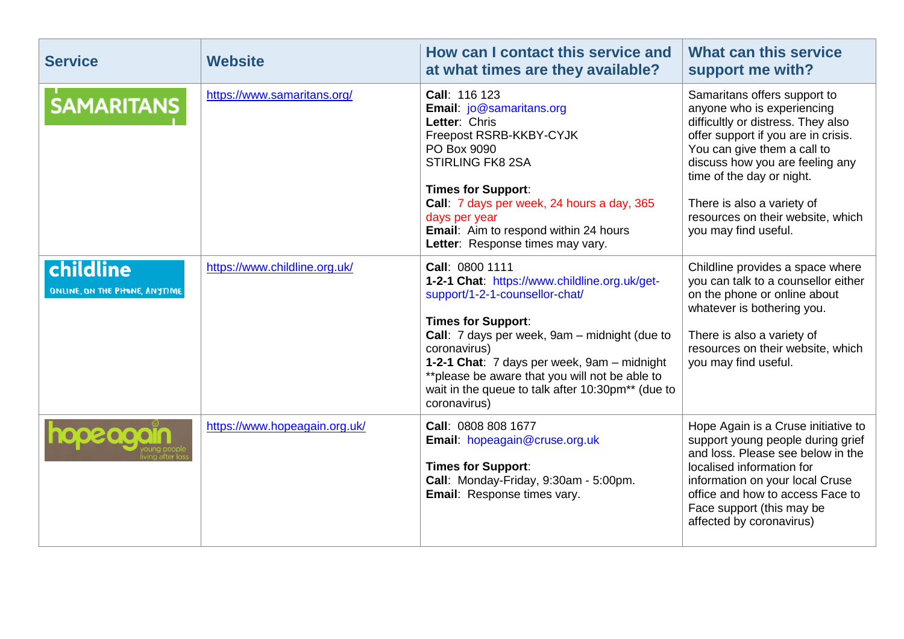| Service | Website | How can I contact this service and at what times are they available? | What can this service support me with? |
|---|---|---|---|
| SAMARITANS | https://www.samaritans.org/ | **Call**: 116 123<br>**Email**: jo@samaritans.org<br>**Letter**: Chris<br>Freepost RSRB-KKBY-CYJK<br>PO Box 9090<br>STIRLING FK8 2SA<br><br>**Times for Support**:<br>**Call**: 7 days per week, 24 hours a day, 365 days per year<br>**Email**: Aim to respond within 24 hours<br>**Letter**: Response times may vary. | Samaritans offers support to anyone who is experiencing difficultly or distress. They also offer support if you are in crisis. You can give them a call to discuss how you are feeling any time of the day or night.<br><br>There is also a variety of resources on their website, which you may find useful. |
| childline ONLINE, ON THE PHONE, ANYTIME | https://www.childline.org.uk/ | **Call**: 0800 1111<br>**1-2-1 Chat**: https://www.childline.org.uk/get-support/1-2-1-counsellor-chat/<br><br>**Times for Support**:<br>**Call**: 7 days per week, 9am – midnight (due to coronavirus)<br>**1-2-1 Chat**: 7 days per week, 9am – midnight **please be aware that you will not be able to wait in the queue to talk after 10:30pm** (due to coronavirus) | Childline provides a space where you can talk to a counsellor either on the phone or online about whatever is bothering you.<br><br>There is also a variety of resources on their website, which you may find useful. |
| hopeagain young people living after loss | https://www.hopeagain.org.uk/ | **Call**: 0808 808 1677<br>**Email**: hopeagain@cruse.org.uk<br><br>**Times for Support**:<br>**Call**: Monday-Friday, 9:30am - 5:00pm.<br>**Email**: Response times vary. | Hope Again is a Cruse initiative to support young people during grief and loss. Please see below in the localised information for information on your local Cruse office and how to access Face to Face support (this may be affected by coronavirus) |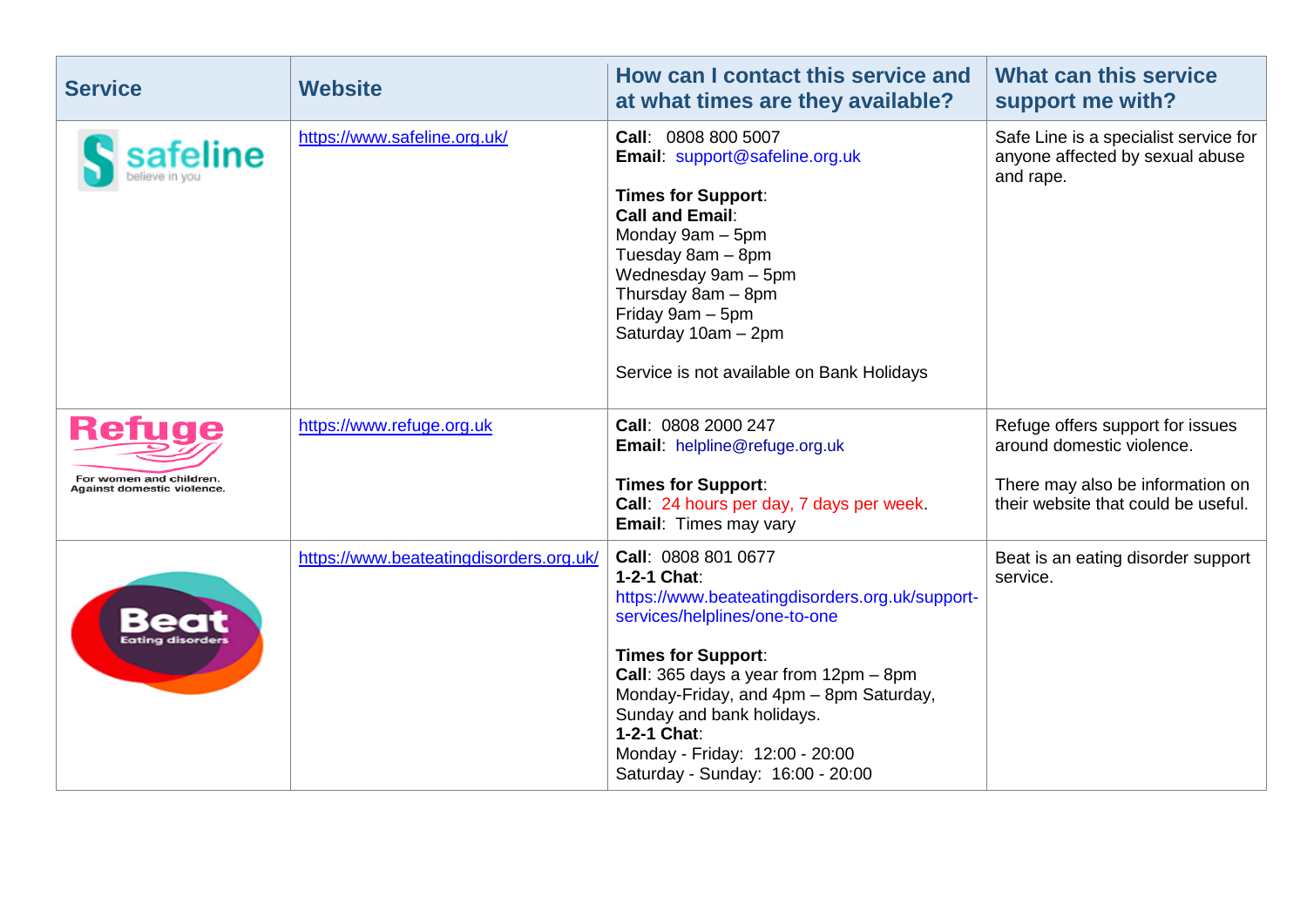| Service | Website | How can I contact this service and at what times are they available? | What can this service support me with? |
|---|---|---|---|
| safeline<br>believe in you | https://www.safeline.org.uk/ | **Call**: 0808 800 5007<br>**Email**: support@safeline.org.uk<br><br>**Times for Support**:<br>**Call and Email**:<br>Monday 9am – 5pm<br>Tuesday 8am – 8pm<br>Wednesday 9am – 5pm<br>Thursday 8am – 8pm<br>Friday 9am – 5pm<br>Saturday 10am – 2pm<br><br>Service is not available on Bank Holidays | Safe Line is a specialist service for anyone affected by sexual abuse and rape. |
| Refuge<br>For women and children. Against domestic violence. | https://www.refuge.org.uk | **Call**: 0808 2000 247<br>**Email**: helpline@refuge.org.uk<br><br>**Times for Support**:<br>**Call**: 24 hours per day, 7 days per week.<br>**Email**: Times may vary | Refuge offers support for issues around domestic violence.<br><br>There may also be information on their website that could be useful. |
| Beat<br>Eating disorders | https://www.beateatingdisorders.org.uk/ | **Call**: 0808 801 0677<br>**1-2-1 Chat**:<br>https://www.beateatingdisorders.org.uk/support-services/helplines/one-to-one<br><br>**Times for Support**:<br>**Call**: 365 days a year from 12pm – 8pm Monday-Friday, and 4pm – 8pm Saturday, Sunday and bank holidays.<br>**1-2-1 Chat**:<br>Monday - Friday: 12:00 - 20:00<br>Saturday - Sunday: 16:00 - 20:00 | Beat is an eating disorder support service. |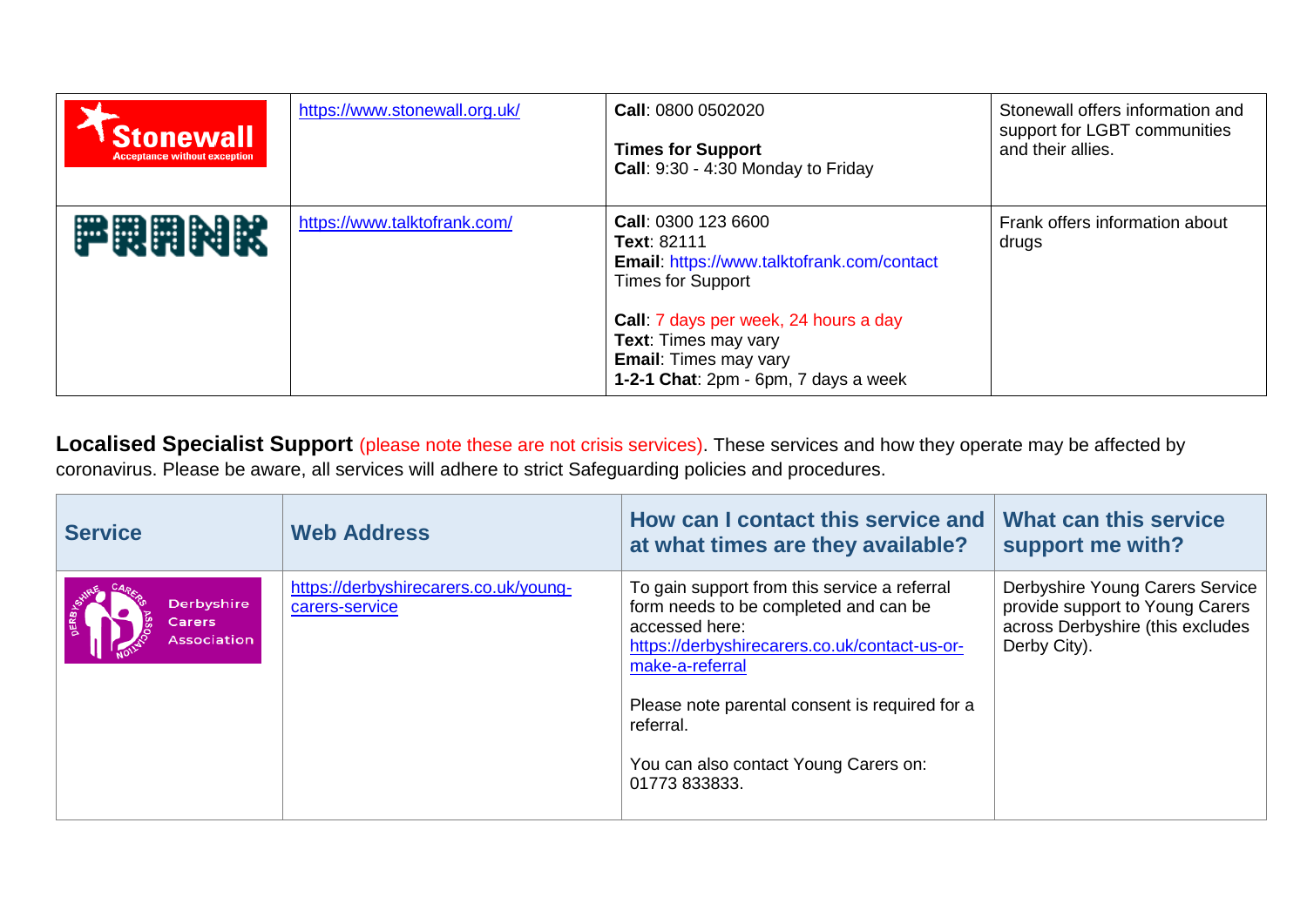| Stonewall (Acceptance without exception) | https://www.stonewall.org.uk/ | **Call**: 0800 0502020<br><br>**Times for Support**<br>**Call**: 9:30 - 4:30 Monday to Friday | Stonewall offers information and support for LGBT communities and their allies. |
|---|---|---|---|
| FRANK | https://www.talktofrank.com/ | **Call**: 0300 123 6600<br>**Text**: 82111<br>**Email**: https://www.talktofrank.com/contact<br>Times for Support<br><br>**Call**: 7 days per week, 24 hours a day<br>**Text**: Times may vary<br>**Email**: Times may vary<br>**1-2-1 Chat**: 2pm - 6pm, 7 days a week | Frank offers information about drugs |

**Localised Specialist Support** (please note these are not crisis services). These services and how they operate may be affected by coronavirus. Please be aware, all services will adhere to strict Safeguarding policies and procedures.

| Service | Web Address | How can I contact this service and at what times are they available? | What can this service support me with? |
|---|---|---|---|
| Derbyshire Carers Association | https://derbyshirecarers.co.uk/young-carers-service | To gain support from this service a referral form needs to be completed and can be accessed here: https://derbyshirecarers.co.uk/contact-us-or-make-a-referral<br><br>Please note parental consent is required for a referral.<br><br>You can also contact Young Carers on: 01773 833833. | Derbyshire Young Carers Service provide support to Young Carers across Derbyshire (this excludes Derby City). |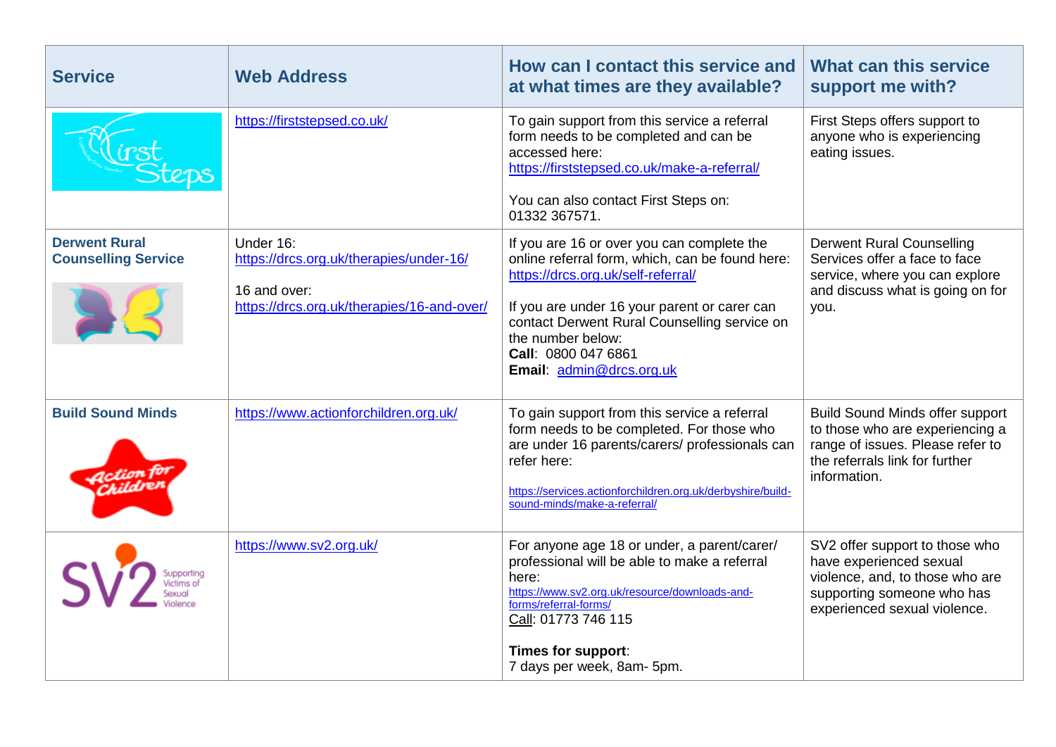| Service | Web Address | How can I contact this service and at what times are they available? | What can this service support me with? |
|---|---|---|---|
| First Steps | https://firststepsed.co.uk/ | To gain support from this service a referral form needs to be completed and can be accessed here: https://firststepsed.co.uk/make-a-referral/<br><br>You can also contact First Steps on: 01332 367571. | First Steps offers support to anyone who is experiencing eating issues. |
| **Derwent Rural Counselling Service** | Under 16: https://drcs.org.uk/therapies/under-16/<br><br>16 and over: https://drcs.org.uk/therapies/16-and-over/ | If you are 16 or over you can complete the online referral form, which, can be found here: https://drcs.org.uk/self-referral/<br><br>If you are under 16 your parent or carer can contact Derwent Rural Counselling service on the number below:<br>**Call**: 0800 047 6861<br>**Email**: admin@drcs.org.uk | Derwent Rural Counselling Services offer a face to face service, where you can explore and discuss what is going on for you. |
| **Build Sound Minds** | https://www.actionforchildren.org.uk/ | To gain support from this service a referral form needs to be completed. For those who are under 16 parents/carers/ professionals can refer here:<br><br>https://services.actionforchildren.org.uk/derbyshire/build-sound-minds/make-a-referral/ | Build Sound Minds offer support to those who are experiencing a range of issues. Please refer to the referrals link for further information. |
| SV2 Supporting Victims of Sexual Violence | https://www.sv2.org.uk/ | For anyone age 18 or under, a parent/carer/ professional will be able to make a referral here:<br>https://www.sv2.org.uk/resource/downloads-and-forms/referral-forms/<br>Call: 01773 746 115<br><br>**Times for support**:<br>7 days per week, 8am- 5pm. | SV2 offer support to those who have experienced sexual violence, and, to those who are supporting someone who has experienced sexual violence. |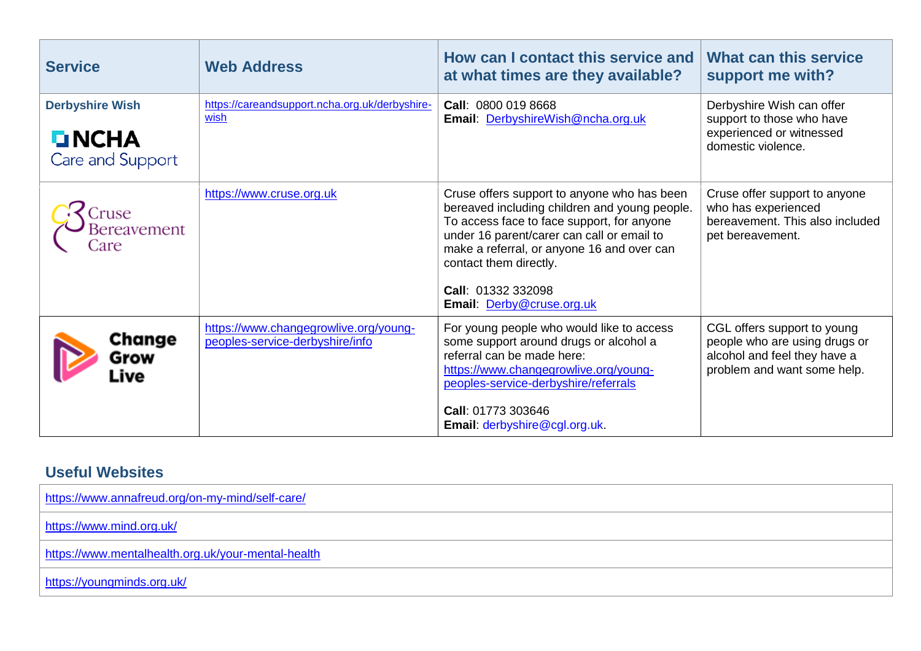| Service | Web Address | How can I contact this service and at what times are they available? | What can this service support me with? |
| --- | --- | --- | --- |
| **Derbyshire Wish** NCHA Care and Support | https://careandsupport.ncha.org.uk/derbyshire-wish | **Call**: 0800 019 8668<br>**Email**: DerbyshireWish@ncha.org.uk | Derbyshire Wish can offer support to those who have experienced or witnessed domestic violence. |
| Cruse Bereavement Care | https://www.cruse.org.uk | Cruse offers support to anyone who has been bereaved including children and young people. To access face to face support, for anyone under 16 parent/carer can call or email to make a referral, or anyone 16 and over can contact them directly.<br><br>**Call**: 01332 332098<br>**Email**: Derby@cruse.org.uk | Cruse offer support to anyone who has experienced bereavement. This also included pet bereavement. |
| Change Grow Live | https://www.changegrowlive.org/young-peoples-service-derbyshire/info | For young people who would like to access some support around drugs or alcohol a referral can be made here: https://www.changegrowlive.org/young-peoples-service-derbyshire/referrals<br><br>**Call**: 01773 303646<br>**Email**: derbyshire@cgl.org.uk. | CGL offers support to young people who are using drugs or alcohol and feel they have a problem and want some help. |

## Useful Websites

| |
| --- |
| https://www.annafreud.org/on-my-mind/self-care/ |
| https://www.mind.org.uk/ |
| https://www.mentalhealth.org.uk/your-mental-health |
| https://youngminds.org.uk/ |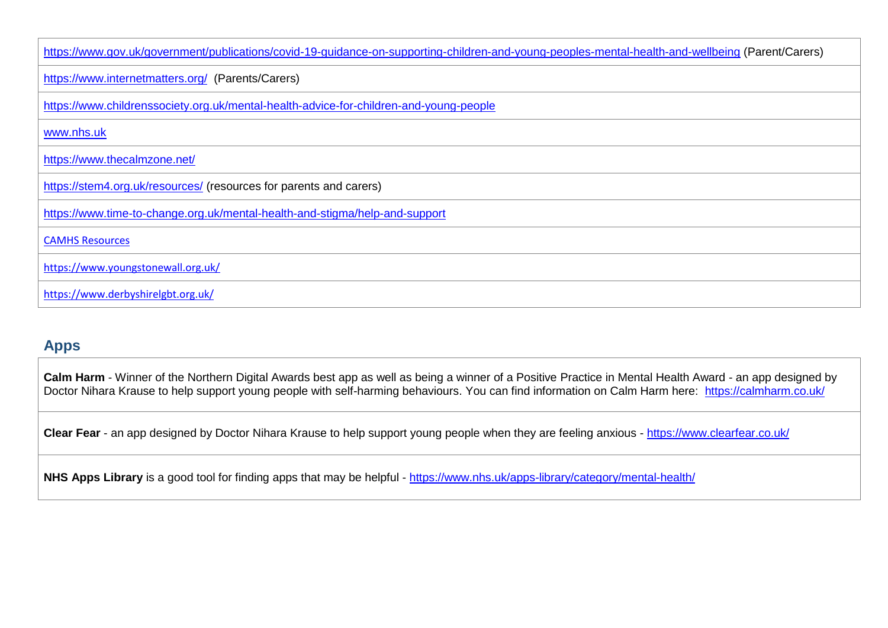| |
|---|
| https://www.gov.uk/government/publications/covid-19-guidance-on-supporting-children-and-young-peoples-mental-health-and-wellbeing (Parent/Carers) |
| https://www.internetmatters.org/ (Parents/Carers) |
| https://www.childrenssociety.org.uk/mental-health-advice-for-children-and-young-people |
| www.nhs.uk |
| https://www.thecalmzone.net/ |
| https://stem4.org.uk/resources/ (resources for parents and carers) |
| https://www.time-to-change.org.uk/mental-health-and-stigma/help-and-support |
| CAMHS Resources |
| https://www.youngstonewall.org.uk/ |
| https://www.derbyshirelgbt.org.uk/ |

## Apps

| |
|---|
| **Calm Harm** - Winner of the Northern Digital Awards best app as well as being a winner of a Positive Practice in Mental Health Award - an app designed by Doctor Nihara Krause to help support young people with self-harming behaviours. You can find information on Calm Harm here: https://calmharm.co.uk/ |
| **Clear Fear** - an app designed by Doctor Nihara Krause to help support young people when they are feeling anxious - https://www.clearfear.co.uk/ |
| **NHS Apps Library** is a good tool for finding apps that may be helpful - https://www.nhs.uk/apps-library/category/mental-health/ |